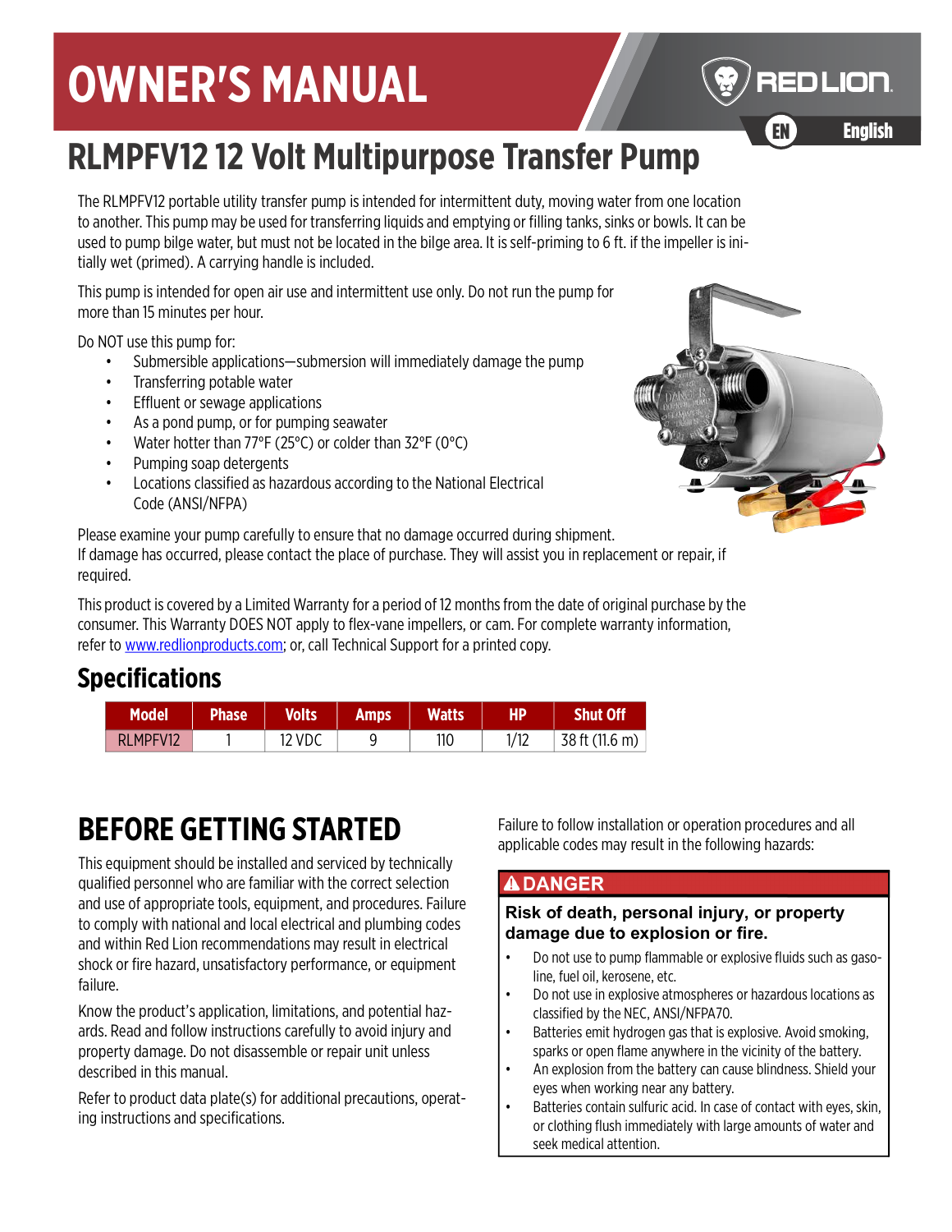# OWNER'S MANUAL

RED LION

EN English

# RLMPFV12 12 Volt Multipurpose Transfer Pump

The RLMPFV12 portable utility transfer pump is intended for intermittent duty, moving water from one location to another. This pump may be used for transferring liquids and emptying or filling tanks, sinks or bowls. It can be used to pump bilge water, but must not be located in the bilge area. It is self-priming to 6 ft. if the impeller is initially wet (primed). A carrying handle is included.

This pump is intended for open air use and intermittent use only. Do not run the pump for more than 15 minutes per hour.

Do NOT use this pump for:

- Submersible applications—submersion will immediately damage the pump
- Transferring potable water
- Effluent or sewage applications
- As a pond pump, or for pumping seawater
- Water hotter than 77°F (25°C) or colder than 32°F (0°C)
- Pumping soap detergents
- Locations classified as hazardous according to the National Electrical Code (ANSI/NFPA)

Please examine your pump carefully to ensure that no damage occurred during shipment. If damage has occurred, please contact the place of purchase. They will assist you in replacement or repair, if required.

This product is covered by a Limited Warranty for a period of 12 months from the date of original purchase by the consumer. This Warranty DOES NOT apply to flex-vane impellers, or cam. For complete warranty information, refer to www.redlionproducts.com; or, call Technical Support for a printed copy.

## Specifications

| Model | Phase | Volts | Amps | Watts | HP | Shut Off |
|---|---|---|---|---|---|---|
| RLMPFV12 | 1 | 12 VDC | 9 | 110 | 1/12 | 38 ft (11.6 m) |

# BEFORE GETTING STARTED

This equipment should be installed and serviced by technically qualified personnel who are familiar with the correct selection and use of appropriate tools, equipment, and procedures. Failure to comply with national and local electrical and plumbing codes and within Red Lion recommendations may result in electrical shock or fire hazard, unsatisfactory performance, or equipment failure.

Know the product's application, limitations, and potential hazards. Read and follow instructions carefully to avoid injury and property damage. Do not disassemble or repair unit unless described in this manual.

Refer to product data plate(s) for additional precautions, operating instructions and specifications.

Failure to follow installation or operation procedures and all applicable codes may result in the following hazards:

**⚠ DANGER**

**Risk of death, personal injury, or property damage due to explosion or fire.**

- Do not use to pump flammable or explosive fluids such as gasoline, fuel oil, kerosene, etc.
- Do not use in explosive atmospheres or hazardous locations as classified by the NEC, ANSI/NFPA70.
- Batteries emit hydrogen gas that is explosive. Avoid smoking, sparks or open flame anywhere in the vicinity of the battery.
- An explosion from the battery can cause blindness. Shield your eyes when working near any battery.
- Batteries contain sulfuric acid. In case of contact with eyes, skin, or clothing flush immediately with large amounts of water and seek medical attention.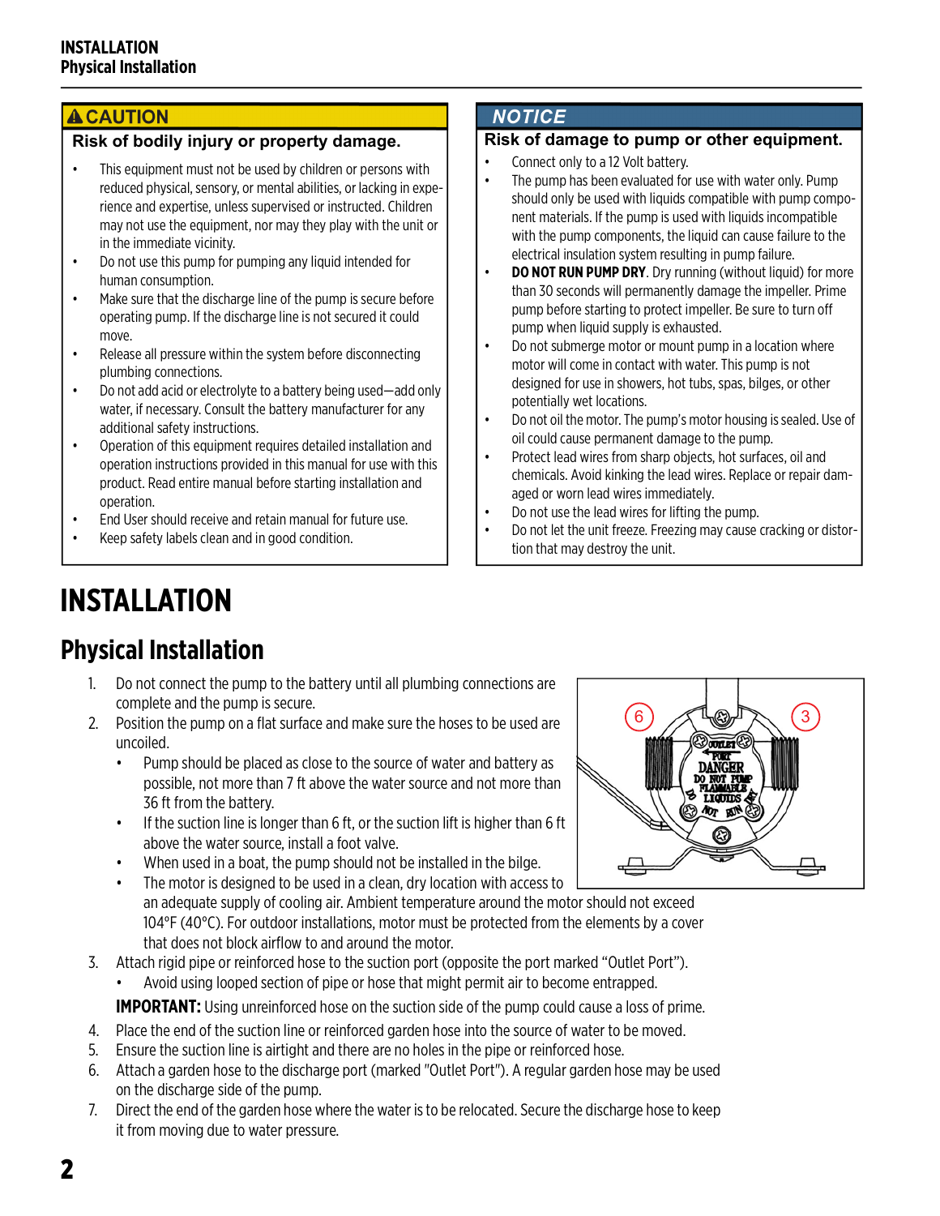**⚠ CAUTION**

**Risk of bodily injury or property damage.**

- This equipment must not be used by children or persons with reduced physical, sensory, or mental abilities, or lacking in experience and expertise, unless supervised or instructed. Children may not use the equipment, nor may they play with the unit or in the immediate vicinity.
- Do not use this pump for pumping any liquid intended for human consumption.
- Make sure that the discharge line of the pump is secure before operating pump. If the discharge line is not secured it could move.
- Release all pressure within the system before disconnecting plumbing connections.
- Do not add acid or electrolyte to a battery being used—add only water, if necessary. Consult the battery manufacturer for any additional safety instructions.
- Operation of this equipment requires detailed installation and operation instructions provided in this manual for use with this product. Read entire manual before starting installation and operation.
- End User should receive and retain manual for future use.
- Keep safety labels clean and in good condition.

**NOTICE**

**Risk of damage to pump or other equipment.**

- Connect only to a 12 Volt battery.
- The pump has been evaluated for use with water only. Pump should only be used with liquids compatible with pump component materials. If the pump is used with liquids incompatible with the pump components, the liquid can cause failure to the electrical insulation system resulting in pump failure.
- **DO NOT RUN PUMP DRY**. Dry running (without liquid) for more than 30 seconds will permanently damage the impeller. Prime pump before starting to protect impeller. Be sure to turn off pump when liquid supply is exhausted.
- Do not submerge motor or mount pump in a location where motor will come in contact with water. This pump is not designed for use in showers, hot tubs, spas, bilges, or other potentially wet locations.
- Do not oil the motor. The pump's motor housing is sealed. Use of oil could cause permanent damage to the pump.
- Protect lead wires from sharp objects, hot surfaces, oil and chemicals. Avoid kinking the lead wires. Replace or repair damaged or worn lead wires immediately.
- Do not use the lead wires for lifting the pump.
- Do not let the unit freeze. Freezing may cause cracking or distortion that may destroy the unit.

# INSTALLATION

## Physical Installation

1. Do not connect the pump to the battery until all plumbing connections are complete and the pump is secure.
2. Position the pump on a flat surface and make sure the hoses to be used are uncoiled.
   - Pump should be placed as close to the source of water and battery as possible, not more than 7 ft above the water source and not more than 36 ft from the battery.
   - If the suction line is longer than 6 ft, or the suction lift is higher than 6 ft above the water source, install a foot valve.
   - When used in a boat, the pump should not be installed in the bilge.
   - The motor is designed to be used in a clean, dry location with access to an adequate supply of cooling air. Ambient temperature around the motor should not exceed 104°F (40°C). For outdoor installations, motor must be protected from the elements by a cover that does not block airflow to and around the motor.
3. Attach rigid pipe or reinforced hose to the suction port (opposite the port marked "Outlet Port").
   - Avoid using looped section of pipe or hose that might permit air to become entrapped.

   **IMPORTANT:** Using unreinforced hose on the suction side of the pump could cause a loss of prime.
4. Place the end of the suction line or reinforced garden hose into the source of water to be moved.
5. Ensure the suction line is airtight and there are no holes in the pipe or reinforced hose.
6. Attach a garden hose to the discharge port (marked "Outlet Port"). A regular garden hose may be used on the discharge side of the pump.
7. Direct the end of the garden hose where the water is to be relocated. Secure the discharge hose to keep it from moving due to water pressure.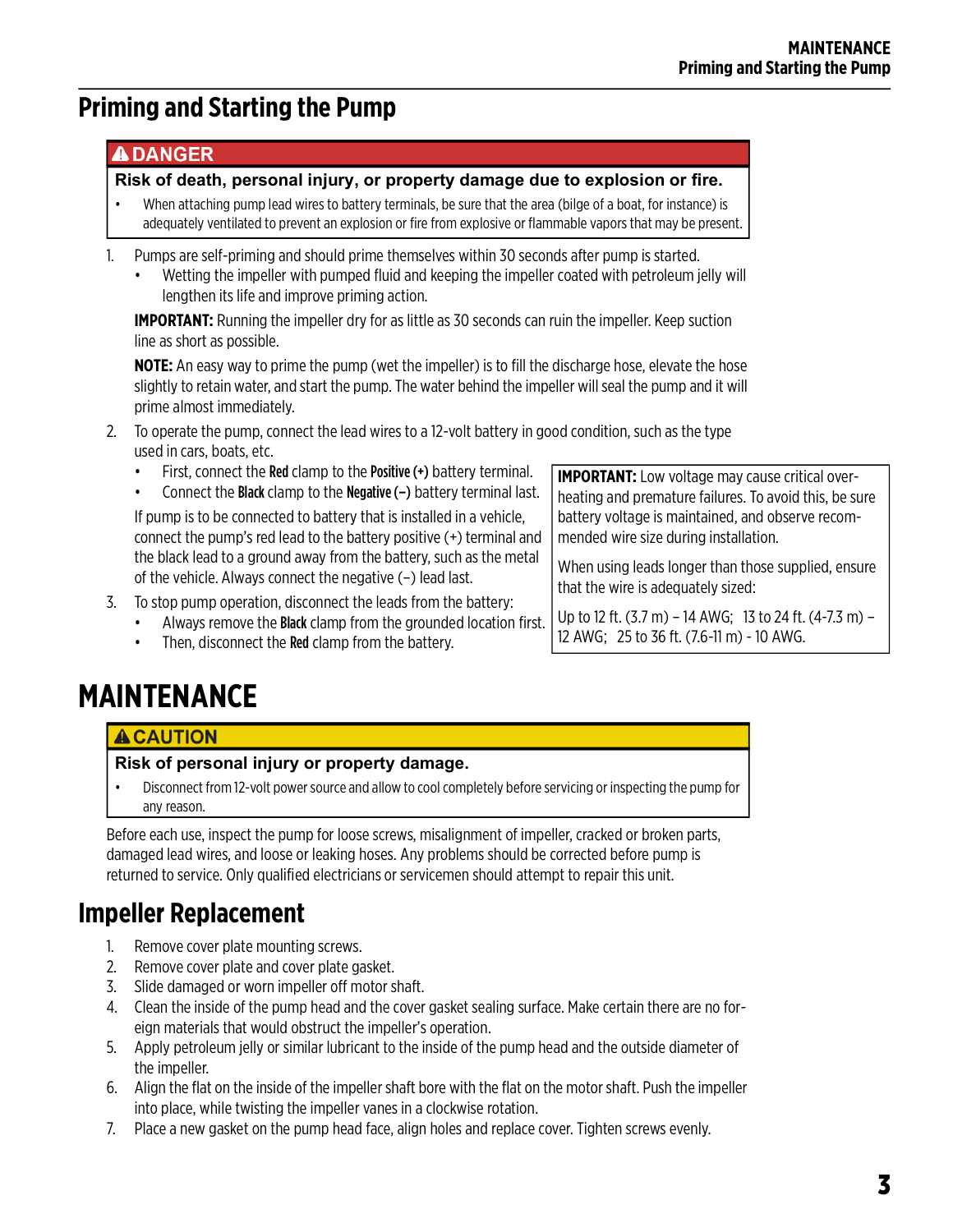## Priming and Starting the Pump

**⚠ DANGER**

**Risk of death, personal injury, or property damage due to explosion or fire.**

- When attaching pump lead wires to battery terminals, be sure that the area (bilge of a boat, for instance) is adequately ventilated to prevent an explosion or fire from explosive or flammable vapors that may be present.

1. Pumps are self-priming and should prime themselves within 30 seconds after pump is started.
   - Wetting the impeller with pumped fluid and keeping the impeller coated with petroleum jelly will lengthen its life and improve priming action.

   **IMPORTANT:** Running the impeller dry for as little as 30 seconds can ruin the impeller. Keep suction line as short as possible.

   **NOTE:** An easy way to prime the pump (wet the impeller) is to fill the discharge hose, elevate the hose slightly to retain water, and start the pump. The water behind the impeller will seal the pump and it will prime almost immediately.

2. To operate the pump, connect the lead wires to a 12-volt battery in good condition, such as the type used in cars, boats, etc.
   - First, connect the **Red** clamp to the **Positive (+)** battery terminal.
   - Connect the **Black** clamp to the **Negative (–)** battery terminal last.

   If pump is to be connected to battery that is installed in a vehicle, connect the pump's red lead to the battery positive (+) terminal and the black lead to a ground away from the battery, such as the metal of the vehicle. Always connect the negative (–) lead last.

3. To stop pump operation, disconnect the leads from the battery:
   - Always remove the **Black** clamp from the grounded location first.
   - Then, disconnect the **Red** clamp from the battery.

**IMPORTANT:** Low voltage may cause critical overheating and premature failures. To avoid this, be sure battery voltage is maintained, and observe recommended wire size during installation.

When using leads longer than those supplied, ensure that the wire is adequately sized:

Up to 12 ft. (3.7 m) – 14 AWG; 13 to 24 ft. (4-7.3 m) – 12 AWG; 25 to 36 ft. (7.6-11 m) - 10 AWG.

# MAINTENANCE

**⚠ CAUTION**

**Risk of personal injury or property damage.**

- Disconnect from 12-volt power source and allow to cool completely before servicing or inspecting the pump for any reason.

Before each use, inspect the pump for loose screws, misalignment of impeller, cracked or broken parts, damaged lead wires, and loose or leaking hoses. Any problems should be corrected before pump is returned to service. Only qualified electricians or servicemen should attempt to repair this unit.

## Impeller Replacement

1. Remove cover plate mounting screws.
2. Remove cover plate and cover plate gasket.
3. Slide damaged or worn impeller off motor shaft.
4. Clean the inside of the pump head and the cover gasket sealing surface. Make certain there are no foreign materials that would obstruct the impeller's operation.
5. Apply petroleum jelly or similar lubricant to the inside of the pump head and the outside diameter of the impeller.
6. Align the flat on the inside of the impeller shaft bore with the flat on the motor shaft. Push the impeller into place, while twisting the impeller vanes in a clockwise rotation.
7. Place a new gasket on the pump head face, align holes and replace cover. Tighten screws evenly.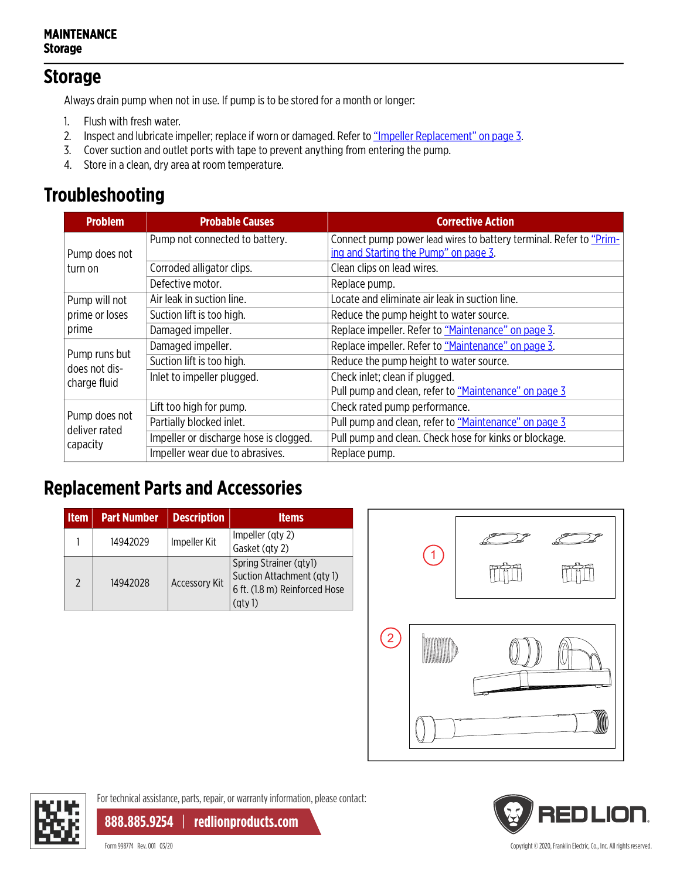## Storage

Always drain pump when not in use. If pump is to be stored for a month or longer:

1. Flush with fresh water.
2. Inspect and lubricate impeller; replace if worn or damaged. Refer to "Impeller Replacement" on page 3.
3. Cover suction and outlet ports with tape to prevent anything from entering the pump.
4. Store in a clean, dry area at room temperature.

## Troubleshooting

| Problem | Probable Causes | Corrective Action |
|---|---|---|
| Pump does not turn on | Pump not connected to battery. | Connect pump power lead wires to battery terminal. Refer to "Priming and Starting the Pump" on page 3. |
| | Corroded alligator clips. | Clean clips on lead wires. |
| | Defective motor. | Replace pump. |
| Pump will not prime or loses prime | Air leak in suction line. | Locate and eliminate air leak in suction line. |
| | Suction lift is too high. | Reduce the pump height to water source. |
| | Damaged impeller. | Replace impeller. Refer to "Maintenance" on page 3. |
| Pump runs but does not discharge fluid | Damaged impeller. | Replace impeller. Refer to "Maintenance" on page 3. |
| | Suction lift is too high. | Reduce the pump height to water source. |
| | Inlet to impeller plugged. | Check inlet; clean if plugged.<br>Pull pump and clean, refer to "Maintenance" on page 3 |
| Pump does not deliver rated capacity | Lift too high for pump. | Check rated pump performance. |
| | Partially blocked inlet. | Pull pump and clean, refer to "Maintenance" on page 3 |
| | Impeller or discharge hose is clogged. | Pull pump and clean. Check hose for kinks or blockage. |
| | Impeller wear due to abrasives. | Replace pump. |

## Replacement Parts and Accessories

| Item | Part Number | Description | Items |
|---|---|---|---|
| 1 | 14942029 | Impeller Kit | Impeller (qty 2)<br>Gasket (qty 2) |
| 2 | 14942028 | Accessory Kit | Spring Strainer (qty1)<br>Suction Attachment (qty 1)<br>6 ft. (1.8 m) Reinforced Hose (qty 1) |

For technical assistance, parts, repair, or warranty information, please contact:

**888.885.9254 | redlionproducts.com**

Form 998774 Rev. 001 03/20

Copyright © 2020, Franklin Electric, Co., Inc. All rights reserved.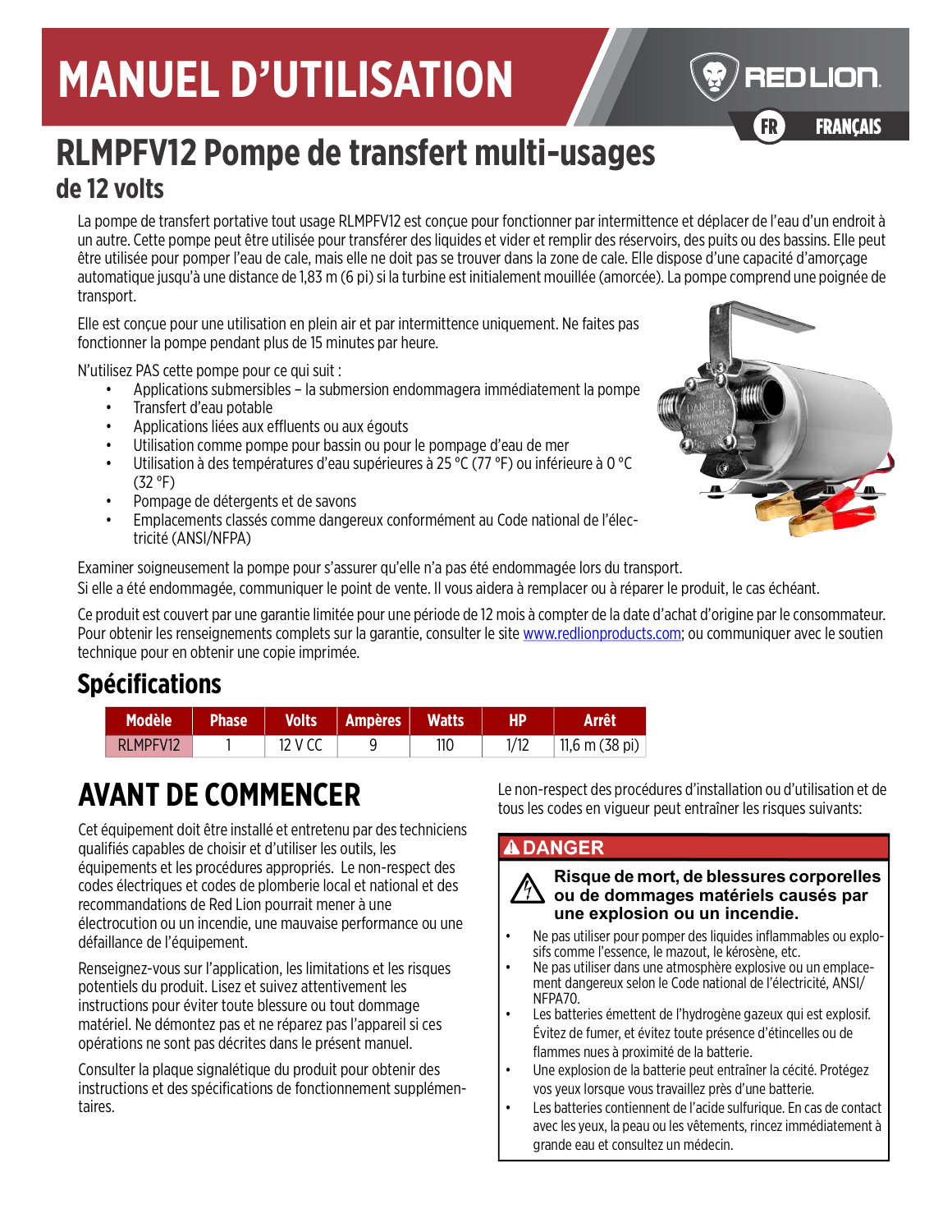# MANUEL D'UTILISATION

FR FRANÇAIS

# RLMPFV12 Pompe de transfert multi-usages de 12 volts

La pompe de transfert portative tout usage RLMPFV12 est conçue pour fonctionner par intermittence et déplacer de l'eau d'un endroit à un autre. Cette pompe peut être utilisée pour transférer des liquides et vider et remplir des réservoirs, des puits ou des bassins. Elle peut être utilisée pour pomper l'eau de cale, mais elle ne doit pas se trouver dans la zone de cale. Elle dispose d'une capacité d'amorçage automatique jusqu'à une distance de 1,83 m (6 pi) si la turbine est initialement mouillée (amorcée). La pompe comprend une poignée de transport.

Elle est conçue pour une utilisation en plein air et par intermittence uniquement. Ne faites pas fonctionner la pompe pendant plus de 15 minutes par heure.

N'utilisez PAS cette pompe pour ce qui suit :

- Applications submersibles – la submersion endommagera immédiatement la pompe
- Transfert d'eau potable
- Applications liées aux effluents ou aux égouts
- Utilisation comme pompe pour bassin ou pour le pompage d'eau de mer
- Utilisation à des températures d'eau supérieures à 25 °C (77 °F) ou inférieure à 0 °C (32 °F)
- Pompage de détergents et de savons
- Emplacements classés comme dangereux conformément au Code national de l'électricité (ANSI/NFPA)

Examiner soigneusement la pompe pour s'assurer qu'elle n'a pas été endommagée lors du transport.
Si elle a été endommagée, communiquer le point de vente. Il vous aidera à remplacer ou à réparer le produit, le cas échéant.

Ce produit est couvert par une garantie limitée pour une période de 12 mois à compter de la date d'achat d'origine par le consommateur. Pour obtenir les renseignements complets sur la garantie, consulter le site www.redlionproducts.com; ou communiquer avec le soutien technique pour en obtenir une copie imprimée.

## Spécifications

| Modèle | Phase | Volts | Ampères | Watts | HP | Arrêt |
|---|---|---|---|---|---|---|
| RLMPFV12 | 1 | 12 V CC | 9 | 110 | 1/12 | 11,6 m (38 pi) |

# AVANT DE COMMENCER

Cet équipement doit être installé et entretenu par des techniciens qualifiés capables de choisir et d'utiliser les outils, les équipements et les procédures appropriés. Le non-respect des codes électriques et codes de plomberie local et national et des recommandations de Red Lion pourrait mener à une électrocution ou un incendie, une mauvaise performance ou une défaillance de l'équipement.

Renseignez-vous sur l'application, les limitations et les risques potentiels du produit. Lisez et suivez attentivement les instructions pour éviter toute blessure ou tout dommage matériel. Ne démontez pas et ne réparez pas l'appareil si ces opérations ne sont pas décrites dans le présent manuel.

Consulter la plaque signalétique du produit pour obtenir des instructions et des spécifications de fonctionnement supplémentaires.

Le non-respect des procédures d'installation ou d'utilisation et de tous les codes en vigueur peut entraîner les risques suivants:

**⚠ DANGER**

**Risque de mort, de blessures corporelles ou de dommages matériels causés par une explosion ou un incendie.**

- Ne pas utiliser pour pomper des liquides inflammables ou explosifs comme l'essence, le mazout, le kérosène, etc.
- Ne pas utiliser dans une atmosphère explosive ou un emplacement dangereux selon le Code national de l'électricité, ANSI/NFPA70.
- Les batteries émettent de l'hydrogène gazeux qui est explosif. Évitez de fumer, et évitez toute présence d'étincelles ou de flammes nues à proximité de la batterie.
- Une explosion de la batterie peut entraîner la cécité. Protégez vos yeux lorsque vous travaillez près d'une batterie.
- Les batteries contiennent de l'acide sulfurique. En cas de contact avec les yeux, la peau ou les vêtements, rincez immédiatement à grande eau et consultez un médecin.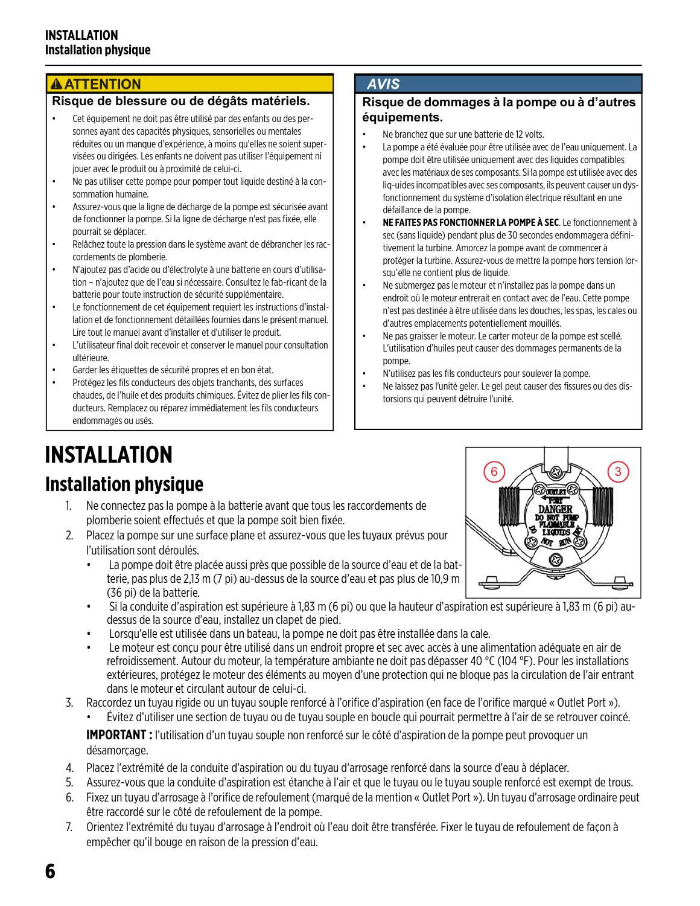## ⚠ ATTENTION

**Risque de blessure ou de dégâts matériels.**

- Cet équipement ne doit pas être utilisé par des enfants ou des personnes ayant des capacités physiques, sensorielles ou mentales réduites ou un manque d'expérience, à moins qu'elles ne soient supervisées ou dirigées. Les enfants ne doivent pas utiliser l'équipement ni jouer avec le produit ou à proximité de celui-ci.
- Ne pas utiliser cette pompe pour pomper tout liquide destiné à la consommation humaine.
- Assurez-vous que la ligne de décharge de la pompe est sécurisée avant de fonctionner la pompe. Si la ligne de décharge n'est pas fixée, elle pourrait se déplacer.
- Relâchez toute la pression dans le système avant de débrancher les raccordements de plomberie.
- N'ajoutez pas d'acide ou d'électrolyte à une batterie en cours d'utilisation – n'ajoutez que de l'eau si nécessaire. Consultez le fab-ricant de la batterie pour toute instruction de sécurité supplémentaire.
- Le fonctionnement de cet équipement requiert les instructions d'installation et de fonctionnement détaillées fournies dans le présent manuel. Lire tout le manuel avant d'installer et d'utiliser le produit.
- L'utilisateur final doit recevoir et conserver le manuel pour consultation ultérieure.
- Garder les étiquettes de sécurité propres et en bon état.
- Protégez les fils conducteurs des objets tranchants, des surfaces chaudes, de l'huile et des produits chimiques. Évitez de plier les fils conducteurs. Remplacez ou réparez immédiatement les fils conducteurs endommagés ou usés.

## AVIS

**Risque de dommages à la pompe ou à d'autres équipements.**

- Ne branchez que sur une batterie de 12 volts.
- La pompe a été évaluée pour être utilisée avec de l'eau uniquement. La pompe doit être utilisée uniquement avec des liquides compatibles avec les matériaux de ses composants. Si la pompe est utilisée avec des liq-uides incompatibles avec ses composants, ils peuvent causer un dysfonctionnement du système d'isolation électrique résultant en une défaillance de la pompe.
- **NE FAITES PAS FONCTIONNER LA POMPE À SEC**. Le fonctionnement à sec (sans liquide) pendant plus de 30 secondes endommagera définitivement la turbine. Amorcez la pompe avant de commencer à protéger la turbine. Assurez-vous de mettre la pompe hors tension lorsqu'elle ne contient plus de liquide.
- Ne submergez pas le moteur et n'installez pas la pompe dans un endroit où le moteur entrerait en contact avec de l'eau. Cette pompe n'est pas destinée à être utilisée dans les douches, les spas, les cales ou d'autres emplacements potentiellement mouillés.
- Ne pas graisser le moteur. Le carter moteur de la pompe est scellé. L'utilisation d'huiles peut causer des dommages permanents de la pompe.
- N'utilisez pas les fils conducteurs pour soulever la pompe.
- Ne laissez pas l'unité geler. Le gel peut causer des fissures ou des distorsions qui peuvent détruire l'unité.

# INSTALLATION

## Installation physique

1. Ne connectez pas la pompe à la batterie avant que tous les raccordements de plomberie soient effectués et que la pompe soit bien fixée.
2. Placez la pompe sur une surface plane et assurez-vous que les tuyaux prévus pour l'utilisation sont déroulés.
   - La pompe doit être placée aussi près que possible de la source d'eau et de la batterie, pas plus de 2,13 m (7 pi) au-dessus de la source d'eau et pas plus de 10,9 m (36 pi) de la batterie.
   - Si la conduite d'aspiration est supérieure à 1,83 m (6 pi) ou que la hauteur d'aspiration est supérieure à 1,83 m (6 pi) au-dessus de la source d'eau, installez un clapet de pied.
   - Lorsqu'elle est utilisée dans un bateau, la pompe ne doit pas être installée dans la cale.
   - Le moteur est conçu pour être utilisé dans un endroit propre et sec avec accès à une alimentation adéquate en air de refroidissement. Autour du moteur, la température ambiante ne doit pas dépasser 40 °C (104 °F). Pour les installations extérieures, protégez le moteur des éléments au moyen d'une protection qui ne bloque pas la circulation de l'air entrant dans le moteur et circulant autour de celui-ci.
3. Raccordez un tuyau rigide ou un tuyau souple renforcé à l'orifice d'aspiration (en face de l'orifice marqué « Outlet Port »).
   - Évitez d'utiliser une section de tuyau ou de tuyau souple en boucle qui pourrait permettre à l'air de se retrouver coincé.

   **IMPORTANT :** l'utilisation d'un tuyau souple non renforcé sur le côté d'aspiration de la pompe peut provoquer un désamorçage.
4. Placez l'extrémité de la conduite d'aspiration ou du tuyau d'arrosage renforcé dans la source d'eau à déplacer.
5. Assurez-vous que la conduite d'aspiration est étanche à l'air et que le tuyau ou le tuyau souple renforcé est exempt de trous.
6. Fixez un tuyau d'arrosage à l'orifice de refoulement (marqué de la mention « Outlet Port »). Un tuyau d'arrosage ordinaire peut être raccordé sur le côté de refoulement de la pompe.
7. Orientez l'extrémité du tuyau d'arrosage à l'endroit où l'eau doit être transférée. Fixer le tuyau de refoulement de façon à empêcher qu'il bouge en raison de la pression d'eau.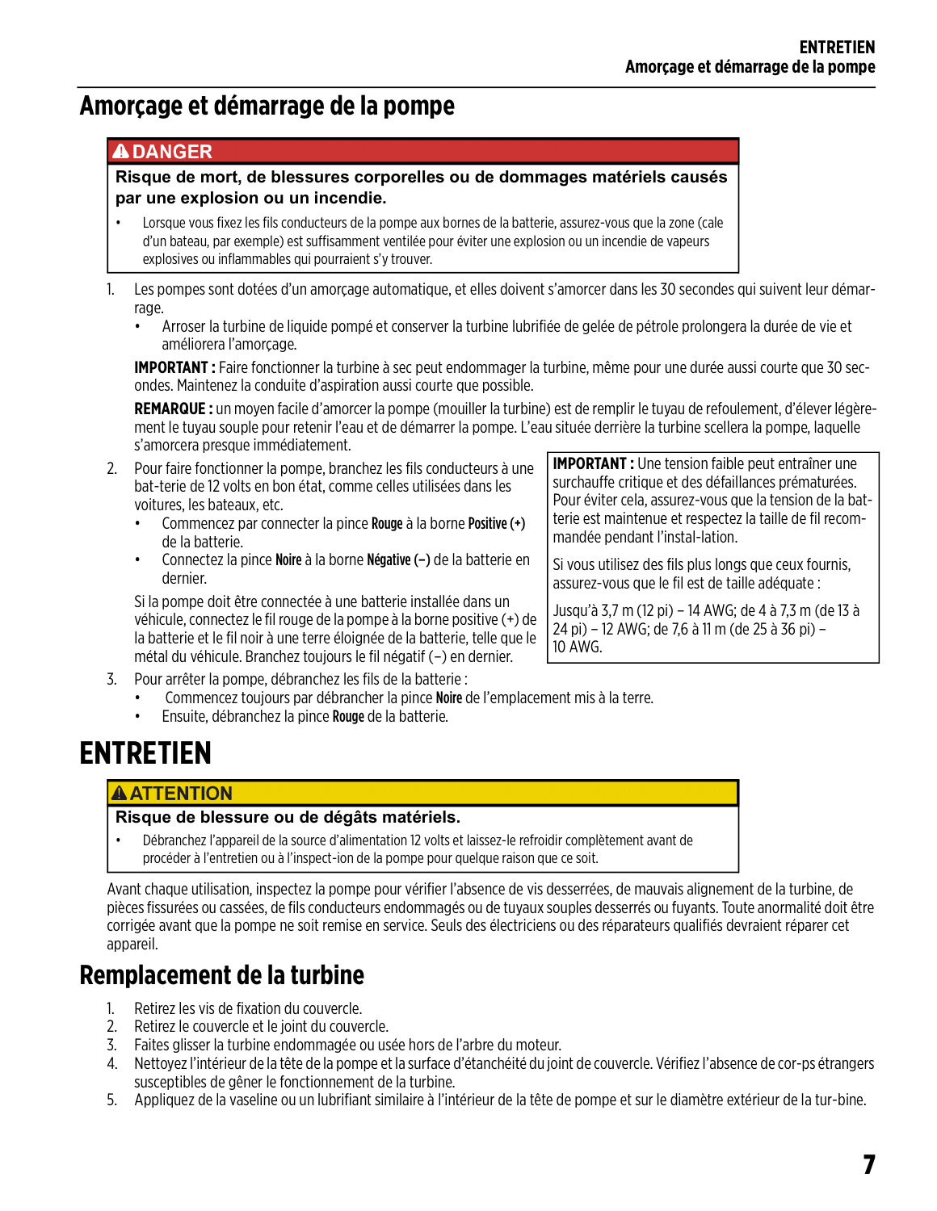## Amorçage et démarrage de la pompe

> **⚠ DANGER**
>
> **Risque de mort, de blessures corporelles ou de dommages matériels causés par une explosion ou un incendie.**
>
> - Lorsque vous fixez les fils conducteurs de la pompe aux bornes de la batterie, assurez-vous que la zone (cale d'un bateau, par exemple) est suffisamment ventilée pour éviter une explosion ou un incendie de vapeurs explosives ou inflammables qui pourraient s'y trouver.

1. Les pompes sont dotées d'un amorçage automatique, et elles doivent s'amorcer dans les 30 secondes qui suivent leur démarrage.
   - Arroser la turbine de liquide pompé et conserver la turbine lubrifiée de gelée de pétrole prolongera la durée de vie et améliorera l'amorçage.

   **IMPORTANT :** Faire fonctionner la turbine à sec peut endommager la turbine, même pour une durée aussi courte que 30 secondes. Maintenez la conduite d'aspiration aussi courte que possible.

   **REMARQUE :** un moyen facile d'amorcer la pompe (mouiller la turbine) est de remplir le tuyau de refoulement, d'élever légèrement le tuyau souple pour retenir l'eau et de démarrer la pompe. L'eau située derrière la turbine scellera la pompe, laquelle s'amorcera presque immédiatement.

2. Pour faire fonctionner la pompe, branchez les fils conducteurs à une bat-terie de 12 volts en bon état, comme celles utilisées dans les voitures, les bateaux, etc.
   - Commencez par connecter la pince **Rouge** à la borne **Positive (+)** de la batterie.
   - Connectez la pince **Noire** à la borne **Négative (–)** de la batterie en dernier.

   Si la pompe doit être connectée à une batterie installée dans un véhicule, connectez le fil rouge de la pompe à la borne positive (+) de la batterie et le fil noir à une terre éloignée de la batterie, telle que le métal du véhicule. Branchez toujours le fil négatif (–) en dernier.

> **IMPORTANT :** Une tension faible peut entraîner une surchauffe critique et des défaillances prématurées. Pour éviter cela, assurez-vous que la tension de la bat-terie est maintenue et respectez la taille de fil recom-mandée pendant l'instal-lation.
>
> Si vous utilisez des fils plus longs que ceux fournis, assurez-vous que le fil est de taille adéquate :
>
> Jusqu'à 3,7 m (12 pi) – 14 AWG; de 4 à 7,3 m (de 13 à 24 pi) – 12 AWG; de 7,6 à 11 m (de 25 à 36 pi) – 10 AWG.

3. Pour arrêter la pompe, débranchez les fils de la batterie :
   - Commencez toujours par débrancher la pince **Noire** de l'emplacement mis à la terre.
   - Ensuite, débranchez la pince **Rouge** de la batterie.

# ENTRETIEN

> **⚠ ATTENTION**
>
> **Risque de blessure ou de dégâts matériels.**
>
> - Débranchez l'appareil de la source d'alimentation 12 volts et laissez-le refroidir complètement avant de procéder à l'entretien ou à l'inspect-ion de la pompe pour quelque raison que ce soit.

Avant chaque utilisation, inspectez la pompe pour vérifier l'absence de vis desserrées, de mauvais alignement de la turbine, de pièces fissurées ou cassées, de fils conducteurs endommagés ou de tuyaux souples desserrés ou fuyants. Toute anormalité doit être corrigée avant que la pompe ne soit remise en service. Seuls des électriciens ou des réparateurs qualifiés devraient réparer cet appareil.

## Remplacement de la turbine

1. Retirez les vis de fixation du couvercle.
2. Retirez le couvercle et le joint du couvercle.
3. Faites glisser la turbine endommagée ou usée hors de l'arbre du moteur.
4. Nettoyez l'intérieur de la tête de la pompe et la surface d'étanchéité du joint de couvercle. Vérifiez l'absence de cor-ps étrangers susceptibles de gêner le fonctionnement de la turbine.
5. Appliquez de la vaseline ou un lubrifiant similaire à l'intérieur de la tête de pompe et sur le diamètre extérieur de la tur-bine.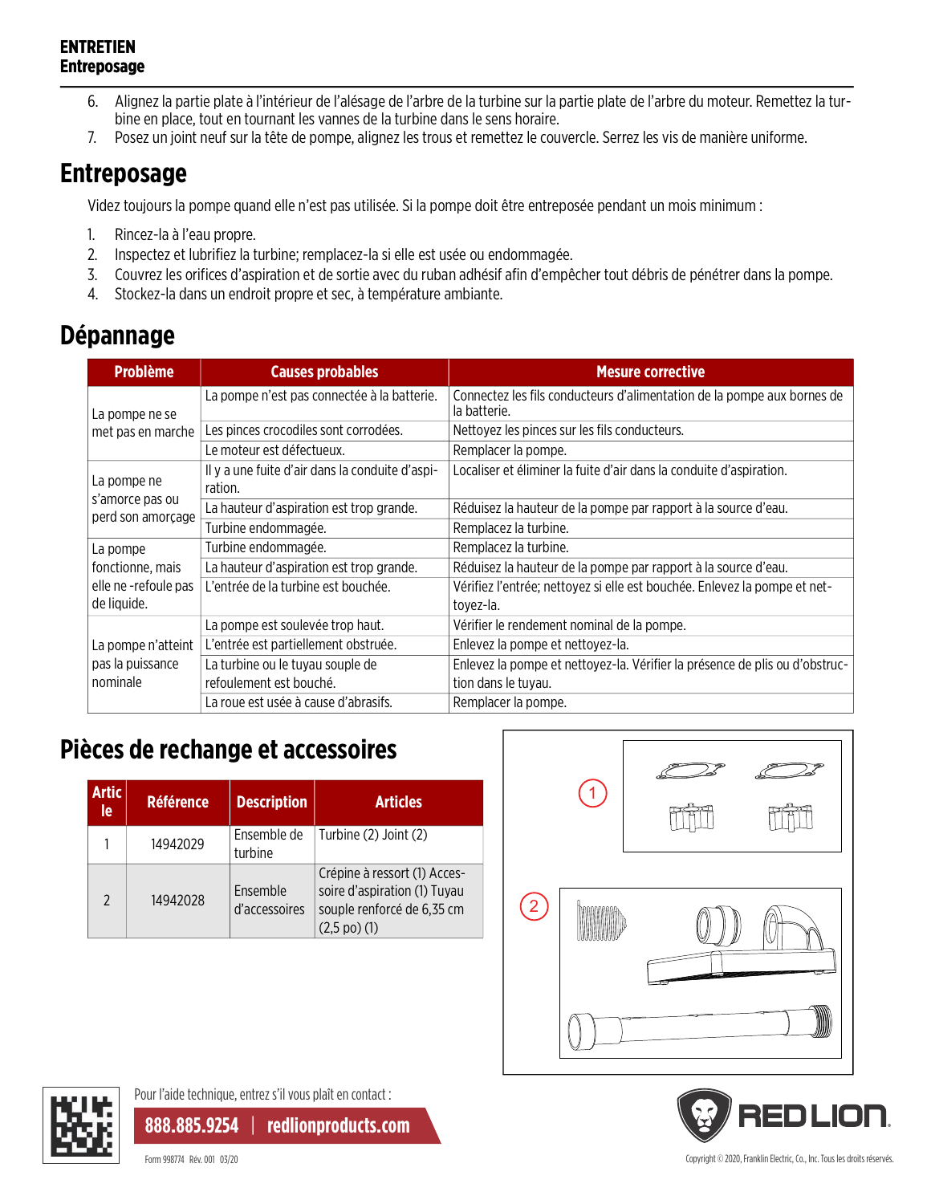6. Alignez la partie plate à l'intérieur de l'alésage de l'arbre de la turbine sur la partie plate de l'arbre du moteur. Remettez la turbine en place, tout en tournant les vannes de la turbine dans le sens horaire.
7. Posez un joint neuf sur la tête de pompe, alignez les trous et remettez le couvercle. Serrez les vis de manière uniforme.

## Entreposage

Videz toujours la pompe quand elle n'est pas utilisée. Si la pompe doit être entreposée pendant un mois minimum :

1. Rincez-la à l'eau propre.
2. Inspectez et lubrifiez la turbine; remplacez-la si elle est usée ou endommagée.
3. Couvrez les orifices d'aspiration et de sortie avec du ruban adhésif afin d'empêcher tout débris de pénétrer dans la pompe.
4. Stockez-la dans un endroit propre et sec, à température ambiante.

## Dépannage

| Problème | Causes probables | Mesure corrective |
|---|---|---|
| La pompe ne se met pas en marche | La pompe n'est pas connectée à la batterie. | Connectez les fils conducteurs d'alimentation de la pompe aux bornes de la batterie. |
| | Les pinces crocodiles sont corrodées. | Nettoyez les pinces sur les fils conducteurs. |
| | Le moteur est défectueux. | Remplacer la pompe. |
| La pompe ne s'amorce pas ou perd son amorçage | Il y a une fuite d'air dans la conduite d'aspiration. | Localiser et éliminer la fuite d'air dans la conduite d'aspiration. |
| | La hauteur d'aspiration est trop grande. | Réduisez la hauteur de la pompe par rapport à la source d'eau. |
| | Turbine endommagée. | Remplacez la turbine. |
| La pompe fonctionne, mais elle ne -refoule pas de liquide. | Turbine endommagée. | Remplacez la turbine. |
| | La hauteur d'aspiration est trop grande. | Réduisez la hauteur de la pompe par rapport à la source d'eau. |
| | L'entrée de la turbine est bouchée. | Vérifiez l'entrée; nettoyez si elle est bouchée. Enlevez la pompe et nettoyez-la. |
| La pompe n'atteint pas la puissance nominale | La pompe est soulevée trop haut. | Vérifier le rendement nominal de la pompe. |
| | L'entrée est partiellement obstruée. | Enlevez la pompe et nettoyez-la. |
| | La turbine ou le tuyau souple de refoulement est bouché. | Enlevez la pompe et nettoyez-la. Vérifier la présence de plis ou d'obstruction dans le tuyau. |
| | La roue est usée à cause d'abrasifs. | Remplacer la pompe. |

## Pièces de rechange et accessoires

| Article | Référence | Description | Articles |
|---|---|---|---|
| 1 | 14942029 | Ensemble de turbine | Turbine (2) Joint (2) |
| 2 | 14942028 | Ensemble d'accessoires | Crépine à ressort (1) Accessoire d'aspiration (1) Tuyau souple renforcé de 6,35 cm (2,5 po) (1) |

Pour l'aide technique, entrez s'il vous plaît en contact :

**888.885.9254 | redlionproducts.com**

Form 998774 Rév. 001 03/20

Copyright © 2020, Franklin Electric, Co., Inc. Tous les droits réservés.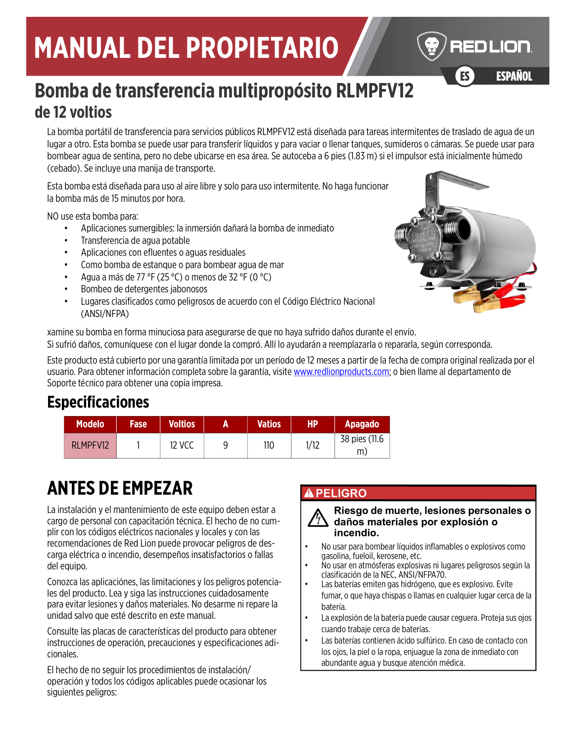# MANUAL DEL PROPIETARIO

RED LION

ES ESPAÑOL

## Bomba de transferencia multipropósito RLMPFV12 de 12 voltios

La bomba portátil de transferencia para servicios públicos RLMPFV12 está diseñada para tareas intermitentes de traslado de agua de un lugar a otro. Esta bomba se puede usar para transferir líquidos y para vaciar o llenar tanques, sumideros o cámaras. Se puede usar para bombear agua de sentina, pero no debe ubicarse en esa área. Se autoceba a 6 pies (1.83 m) si el impulsor está inicialmente húmedo (cebado). Se incluye una manija de transporte.

Esta bomba está diseñada para uso al aire libre y solo para uso intermitente. No haga funcionar la bomba más de 15 minutos por hora.

NO use esta bomba para:

- Aplicaciones sumergibles: la inmersión dañará la bomba de inmediato
- Transferencia de agua potable
- Aplicaciones con efluentes o aguas residuales
- Como bomba de estanque o para bombear agua de mar
- Agua a más de 77 °F (25 °C) o menos de 32 °F (0 °C)
- Bombeo de detergentes jabonosos
- Lugares clasificados como peligrosos de acuerdo con el Código Eléctrico Nacional (ANSI/NFPA)

xamine su bomba en forma minuciosa para asegurarse de que no haya sufrido daños durante el envío. Si sufrió daños, comuníquese con el lugar donde la compró. Allí lo ayudarán a reemplazarla o repararla, según corresponda.

Este producto está cubierto por una garantía limitada por un período de 12 meses a partir de la fecha de compra original realizada por el usuario. Para obtener información completa sobre la garantía, visite www.redlionproducts.com; o bien llame al departamento de Soporte técnico para obtener una copia impresa.

## Especificaciones

| Modelo | Fase | Voltios | A | Vatios | HP | Apagado |
|---|---|---|---|---|---|---|
| RLMPFV12 | 1 | 12 VCC | 9 | 110 | 1/12 | 38 pies (11.6 m) |

## ANTES DE EMPEZAR

La instalación y el mantenimiento de este equipo deben estar a cargo de personal con capacitación técnica. El hecho de no cumplir con los códigos eléctricos nacionales y locales y con las recomendaciones de Red Lion puede provocar peligros de descarga eléctrica o incendio, desempeños insatisfactorios o fallas del equipo.

Conozca las aplicaciónes, las limitaciones y los peligros potenciales del producto. Lea y siga las instrucciones cuidadosamente para evitar lesiones y daños materiales. No desarme ni repare la unidad salvo que esté descrito en este manual.

Consulte las placas de características del producto para obtener instrucciones de operación, precauciones y especificaciones adicionales.

El hecho de no seguir los procedimientos de instalación/operación y todos los códigos aplicables puede ocasionar los siguientes peligros:

**⚠ PELIGRO**

**Riesgo de muerte, lesiones personales o daños materiales por explosión o incendio.**

- No usar para bombear líquidos inflamables o explosivos como gasolina, fueloil, kerosene, etc.
- No usar en atmósferas explosivas ni lugares peligrosos según la clasificación de la NEC, ANSI/NFPA70.
- Las baterías emiten gas hidrógeno, que es explosivo. Evite fumar, o que haya chispas o llamas en cualquier lugar cerca de la batería.
- La explosión de la batería puede causar ceguera. Proteja sus ojos cuando trabaje cerca de baterías.
- Las baterías contienen ácido sulfúrico. En caso de contacto con los ojos, la piel o la ropa, enjuague la zona de inmediato con abundante agua y busque atención médica.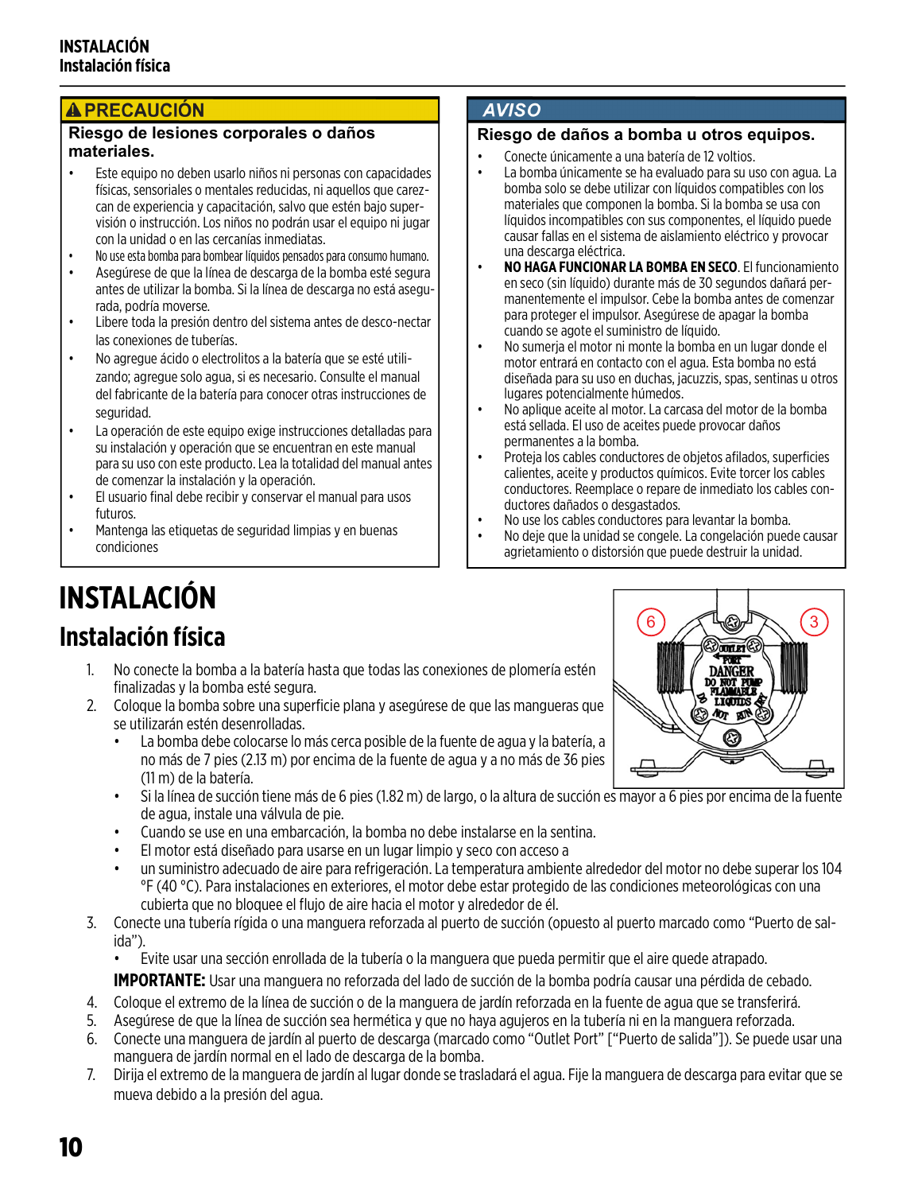## ⚠ PRECAUCIÓN

**Riesgo de lesiones corporales o daños materiales.**

- Este equipo no deben usarlo niños ni personas con capacidades físicas, sensoriales o mentales reducidas, ni aquellos que carezcan de experiencia y capacitación, salvo que estén bajo supervisión o instrucción. Los niños no podrán usar el equipo ni jugar con la unidad o en las cercanías inmediatas.
- No use esta bomba para bombear líquidos pensados para consumo humano.
- Asegúrese de que la línea de descarga de la bomba esté segura antes de utilizar la bomba. Si la línea de descarga no está asegurada, podría moverse.
- Libere toda la presión dentro del sistema antes de desco-nectar las conexiones de tuberías.
- No agregue ácido o electrolitos a la batería que se esté utilizando; agregue solo agua, si es necesario. Consulte el manual del fabricante de la batería para conocer otras instrucciones de seguridad.
- La operación de este equipo exige instrucciones detalladas para su instalación y operación que se encuentran en este manual para su uso con este producto. Lea la totalidad del manual antes de comenzar la instalación y la operación.
- El usuario final debe recibir y conservar el manual para usos futuros.
- Mantenga las etiquetas de seguridad limpias y en buenas condiciones

## AVISO

**Riesgo de daños a bomba u otros equipos.**

- Conecte únicamente a una batería de 12 voltios.
- La bomba únicamente se ha evaluado para su uso con agua. La bomba solo se debe utilizar con líquidos compatibles con los materiales que componen la bomba. Si la bomba se usa con líquidos incompatibles con sus componentes, el líquido puede causar fallas en el sistema de aislamiento eléctrico y provocar una descarga eléctrica.
- **NO HAGA FUNCIONAR LA BOMBA EN SECO**. El funcionamiento en seco (sin líquido) durante más de 30 segundos dañará permanentemente el impulsor. Cebe la bomba antes de comenzar para proteger el impulsor. Asegúrese de apagar la bomba cuando se agote el suministro de líquido.
- No sumerja el motor ni monte la bomba en un lugar donde el motor entrará en contacto con el agua. Esta bomba no está diseñada para su uso en duchas, jacuzzis, spas, sentinas u otros lugares potencialmente húmedos.
- No aplique aceite al motor. La carcasa del motor de la bomba está sellada. El uso de aceites puede provocar daños permanentes a la bomba.
- Proteja los cables conductores de objetos afilados, superficies calientes, aceite y productos químicos. Evite torcer los cables conductores. Reemplace o repare de inmediato los cables conductores dañados o desgastados.
- No use los cables conductores para levantar la bomba.
- No deje que la unidad se congele. La congelación puede causar agrietamiento o distorsión que puede destruir la unidad.

# INSTALACIÓN

## Instalación física

1. No conecte la bomba a la batería hasta que todas las conexiones de plomería estén finalizadas y la bomba esté segura.
2. Coloque la bomba sobre una superficie plana y asegúrese de que las mangueras que se utilizarán estén desenrolladas.
   - La bomba debe colocarse lo más cerca posible de la fuente de agua y la batería, a no más de 7 pies (2.13 m) por encima de la fuente de agua y a no más de 36 pies (11 m) de la batería.
   - Si la línea de succión tiene más de 6 pies (1.82 m) de largo, o la altura de succión es mayor a 6 pies por encima de la fuente de agua, instale una válvula de pie.
   - Cuando se use en una embarcación, la bomba no debe instalarse en la sentina.
   - El motor está diseñado para usarse en un lugar limpio y seco con acceso a
   - un suministro adecuado de aire para refrigeración. La temperatura ambiente alrededor del motor no debe superar los 104 °F (40 °C). Para instalaciones en exteriores, el motor debe estar protegido de las condiciones meteorológicas con una cubierta que no bloquee el flujo de aire hacia el motor y alrededor de él.
3. Conecte una tubería rígida o una manguera reforzada al puerto de succión (opuesto al puerto marcado como "Puerto de salida").
   - Evite usar una sección enrollada de la tubería o la manguera que pueda permitir que el aire quede atrapado.

   **IMPORTANTE:** Usar una manguera no reforzada del lado de succión de la bomba podría causar una pérdida de cebado.
4. Coloque el extremo de la línea de succión o de la manguera de jardín reforzada en la fuente de agua que se transferirá.
5. Asegúrese de que la línea de succión sea hermética y que no haya agujeros en la tubería ni en la manguera reforzada.
6. Conecte una manguera de jardín al puerto de descarga (marcado como "Outlet Port" ["Puerto de salida"]). Se puede usar una manguera de jardín normal en el lado de descarga de la bomba.
7. Dirija el extremo de la manguera de jardín al lugar donde se trasladará el agua. Fije la manguera de descarga para evitar que se mueva debido a la presión del agua.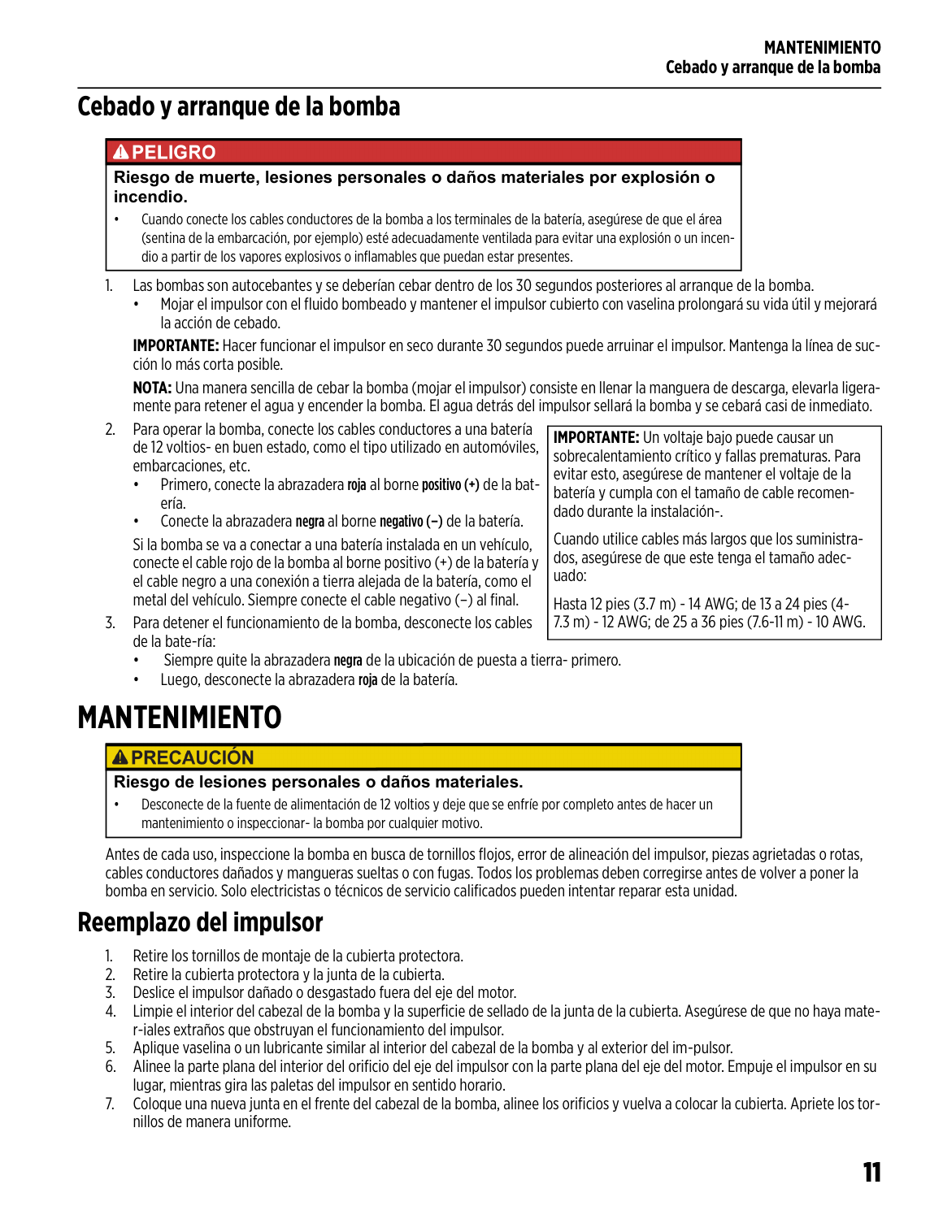# Cebado y arranque de la bomba

> **⚠ PELIGRO**
>
> **Riesgo de muerte, lesiones personales o daños materiales por explosión o incendio.**
>
> - Cuando conecte los cables conductores de la bomba a los terminales de la batería, asegúrese de que el área (sentina de la embarcación, por ejemplo) esté adecuadamente ventilada para evitar una explosión o un incendio a partir de los vapores explosivos o inflamables que puedan estar presentes.

1. Las bombas son autocebantes y se deberían cebar dentro de los 30 segundos posteriores al arranque de la bomba.
   - Mojar el impulsor con el fluido bombeado y mantener el impulsor cubierto con vaselina prolongará su vida útil y mejorará la acción de cebado.

   **IMPORTANTE:** Hacer funcionar el impulsor en seco durante 30 segundos puede arruinar el impulsor. Mantenga la línea de succión lo más corta posible.

   **NOTA:** Una manera sencilla de cebar la bomba (mojar el impulsor) consiste en llenar la manguera de descarga, elevarla ligeramente para retener el agua y encender la bomba. El agua detrás del impulsor sellará la bomba y se cebará casi de inmediato.

2. Para operar la bomba, conecte los cables conductores a una batería de 12 voltios- en buen estado, como el tipo utilizado en automóviles, embarcaciones, etc.
   - Primero, conecte la abrazadera **roja** al borne **positivo (+)** de la batería.
   - Conecte la abrazadera **negra** al borne **negativo (–)** de la batería.

   Si la bomba se va a conectar a una batería instalada en un vehículo, conecte el cable rojo de la bomba al borne positivo (+) de la batería y el cable negro a una conexión a tierra alejada de la batería, como el metal del vehículo. Siempre conecte el cable negativo (–) al final.

3. Para detener el funcionamiento de la bomba, desconecte los cables de la bate-ría:
   - Siempre quite la abrazadera **negra** de la ubicación de puesta a tierra- primero.
   - Luego, desconecte la abrazadera **roja** de la batería.

> **IMPORTANTE:** Un voltaje bajo puede causar un sobrecalentamiento crítico y fallas prematuras. Para evitar esto, asegúrese de mantener el voltaje de la batería y cumpla con el tamaño de cable recomendado durante la instalación-.
>
> Cuando utilice cables más largos que los suministrados, asegúrese de que este tenga el tamaño adecuado:
>
> Hasta 12 pies (3.7 m) - 14 AWG; de 13 a 24 pies (4-7.3 m) - 12 AWG; de 25 a 36 pies (7.6-11 m) - 10 AWG.

# MANTENIMIENTO

> **⚠ PRECAUCIÓN**
>
> **Riesgo de lesiones personales o daños materiales.**
>
> - Desconecte de la fuente de alimentación de 12 voltios y deje que se enfríe por completo antes de hacer un mantenimiento o inspeccionar- la bomba por cualquier motivo.

Antes de cada uso, inspeccione la bomba en busca de tornillos flojos, error de alineación del impulsor, piezas agrietadas o rotas, cables conductores dañados y mangueras sueltas o con fugas. Todos los problemas deben corregirse antes de volver a poner la bomba en servicio. Solo electricistas o técnicos de servicio calificados pueden intentar reparar esta unidad.

## Reemplazo del impulsor

1. Retire los tornillos de montaje de la cubierta protectora.
2. Retire la cubierta protectora y la junta de la cubierta.
3. Deslice el impulsor dañado o desgastado fuera del eje del motor.
4. Limpie el interior del cabezal de la bomba y la superficie de sellado de la junta de la cubierta. Asegúrese de que no haya mater-iales extraños que obstruyan el funcionamiento del impulsor.
5. Aplique vaselina o un lubricante similar al interior del cabezal de la bomba y al exterior del im-pulsor.
6. Alinee la parte plana del interior del orificio del eje del impulsor con la parte plana del eje del motor. Empuje el impulsor en su lugar, mientras gira las paletas del impulsor en sentido horario.
7. Coloque una nueva junta en el frente del cabezal de la bomba, alinee los orificios y vuelva a colocar la cubierta. Apriete los tornillos de manera uniforme.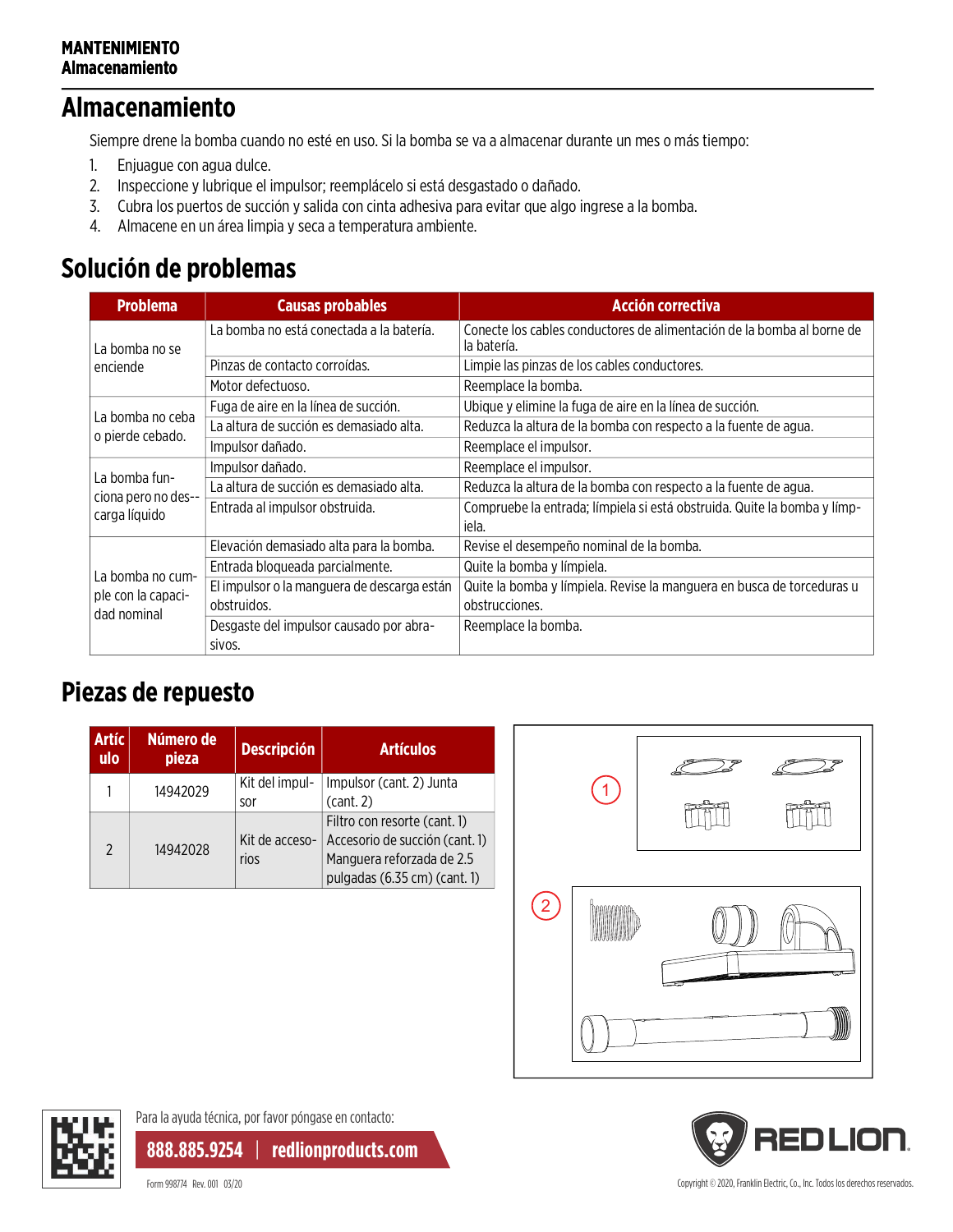## Almacenamiento

Siempre drene la bomba cuando no esté en uso. Si la bomba se va a almacenar durante un mes o más tiempo:

1. Enjuague con agua dulce.
2. Inspeccione y lubrique el impulsor; reemplácelo si está desgastado o dañado.
3. Cubra los puertos de succión y salida con cinta adhesiva para evitar que algo ingrese a la bomba.
4. Almacene en un área limpia y seca a temperatura ambiente.

## Solución de problemas

| Problema | Causas probables | Acción correctiva |
|---|---|---|
| La bomba no se enciende | La bomba no está conectada a la batería. | Conecte los cables conductores de alimentación de la bomba al borne de la batería. |
| | Pinzas de contacto corroídas. | Limpie las pinzas de los cables conductores. |
| | Motor defectuoso. | Reemplace la bomba. |
| La bomba no ceba o pierde cebado. | Fuga de aire en la línea de succión. | Ubique y elimine la fuga de aire en la línea de succión. |
| | La altura de succión es demasiado alta. | Reduzca la altura de la bomba con respecto a la fuente de agua. |
| | Impulsor dañado. | Reemplace el impulsor. |
| La bomba funciona pero no descarga líquido | Impulsor dañado. | Reemplace el impulsor. |
| | La altura de succión es demasiado alta. | Reduzca la altura de la bomba con respecto a la fuente de agua. |
| | Entrada al impulsor obstruida. | Compruebe la entrada; límpiela si está obstruida. Quite la bomba y límpiela. |
| La bomba no cumple con la capacidad nominal | Elevación demasiado alta para la bomba. | Revise el desempeño nominal de la bomba. |
| | Entrada bloqueada parcialmente. | Quite la bomba y límpiela. |
| | El impulsor o la manguera de descarga están obstruidos. | Quite la bomba y límpiela. Revise la manguera en busca de torceduras u obstrucciones. |
| | Desgaste del impulsor causado por abrasivos. | Reemplace la bomba. |

## Piezas de repuesto

| Artículo | Número de pieza | Descripción | Artículos |
|---|---|---|---|
| 1 | 14942029 | Kit del impulsor | Impulsor (cant. 2) Junta (cant. 2) |
| 2 | 14942028 | Kit de accesorios | Filtro con resorte (cant. 1) Accesorio de succión (cant. 1) Manguera reforzada de 2.5 pulgadas (6.35 cm) (cant. 1) |

1

2

Para la ayuda técnica, por favor póngase en contacto:

**888.885.9254 | redlionproducts.com**

Form 998774 Rev. 001 03/20

RED LION

Copyright © 2020, Franklin Electric, Co., Inc. Todos los derechos reservados.